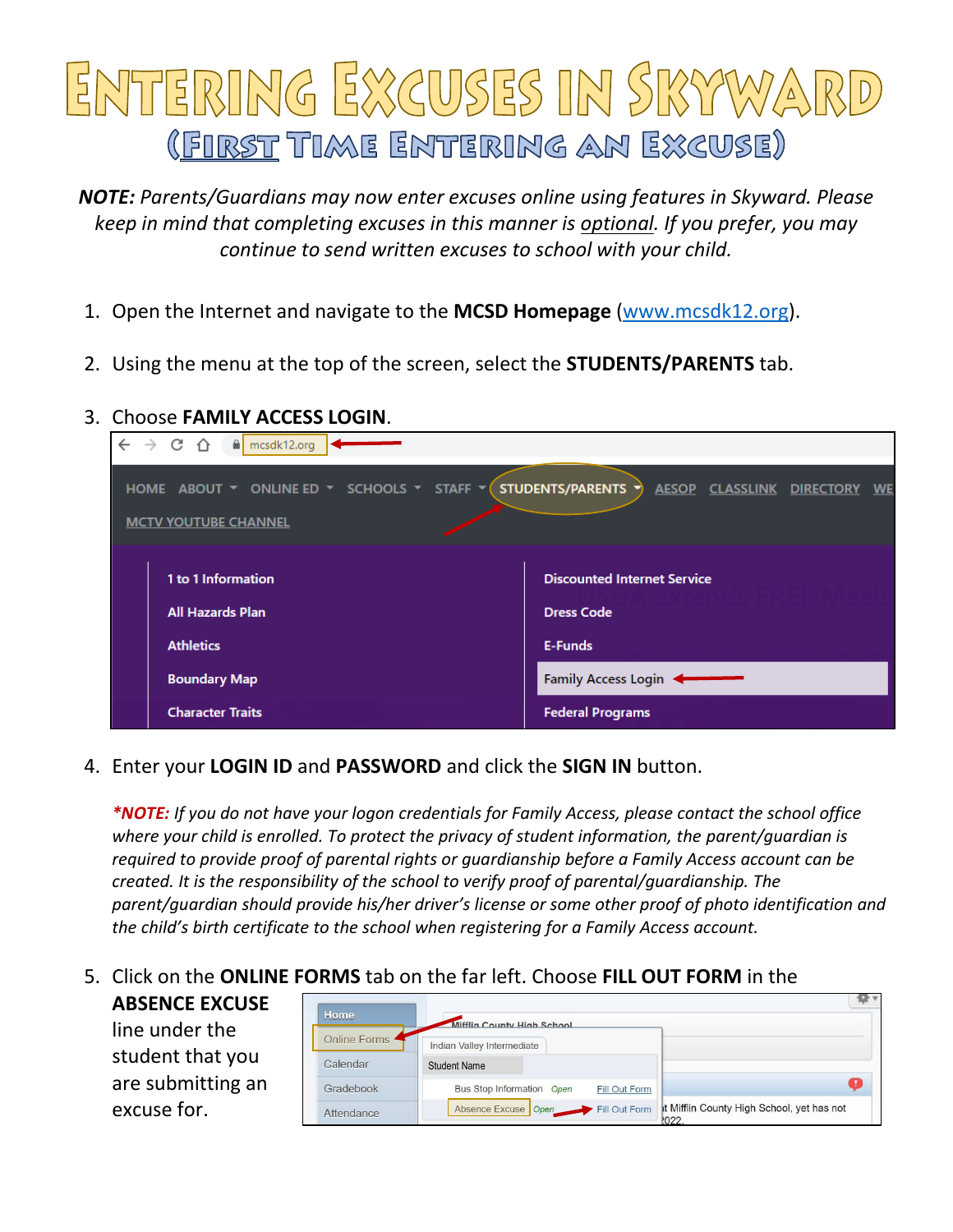# Entering Excuses in Skyward

## (First Time Entering an Excuse)

***NOTE:*** *Parents/Guardians may now enter excuses online using features in Skyward. Please keep in mind that completing excuses in this manner is optional. If you prefer, you may continue to send written excuses to school with your child.*

1. Open the Internet and navigate to the **MCSD Homepage** (www.mcsdk12.org).

2. Using the menu at the top of the screen, select the **STUDENTS/PARENTS** tab.

3. Choose **FAMILY ACCESS LOGIN**.

4. Enter your **LOGIN ID** and **PASSWORD** and click the **SIGN IN** button.

   ***\*NOTE:*** *If you do not have your logon credentials for Family Access, please contact the school office where your child is enrolled. To protect the privacy of student information, the parent/guardian is required to provide proof of parental rights or guardianship before a Family Access account can be created. It is the responsibility of the school to verify proof of parental/guardianship. The parent/guardian should provide his/her driver's license or some other proof of photo identification and the child's birth certificate to the school when registering for a Family Access account.*

5. Click on the **ONLINE FORMS** tab on the far left. Choose **FILL OUT FORM** in the **ABSENCE EXCUSE** line under the student that you are submitting an excuse for.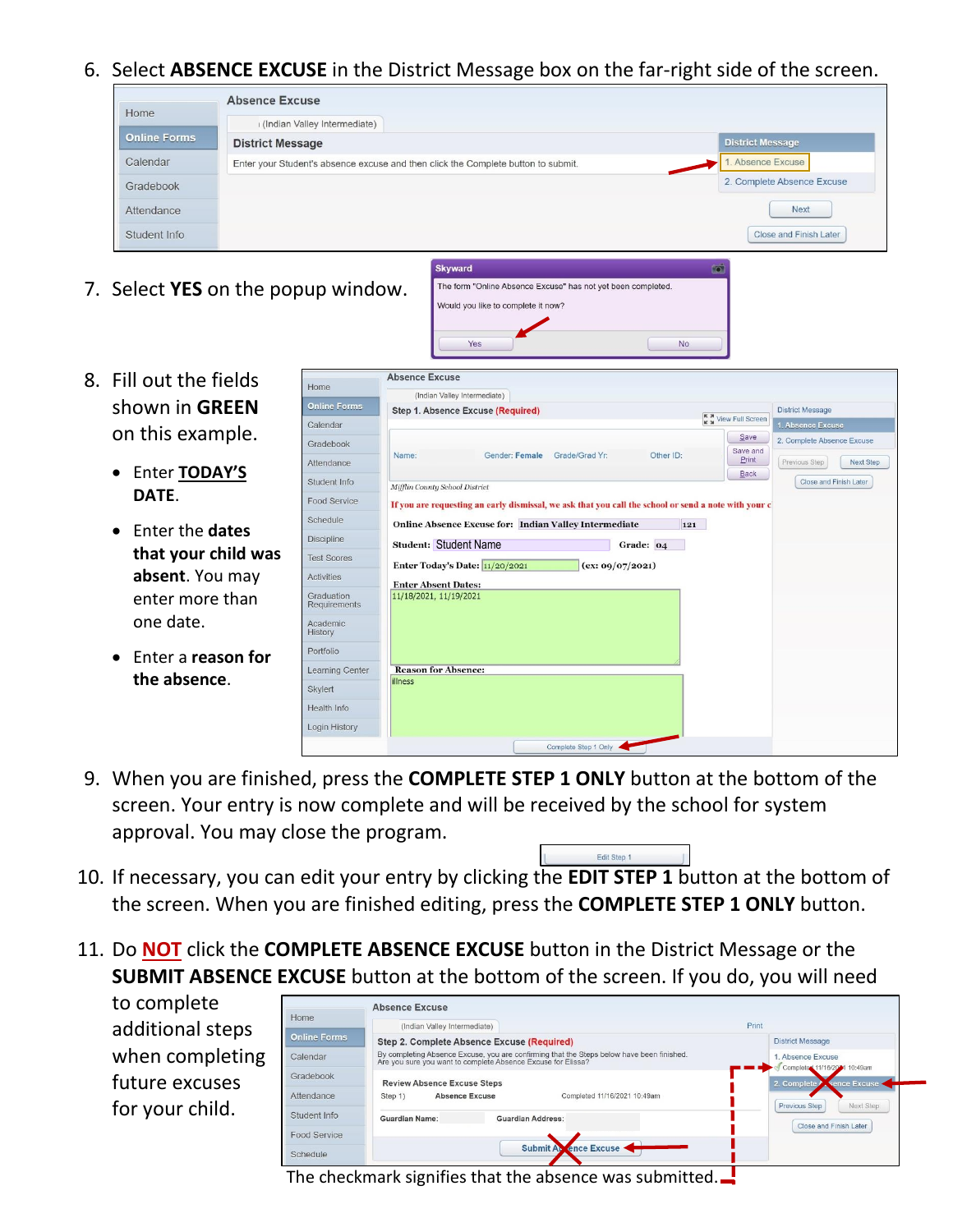6. Select **ABSENCE EXCUSE** in the District Message box on the far-right side of the screen.

7. Select **YES** on the popup window.

8. Fill out the fields shown in **GREEN** on this example.

   - Enter **TODAY'S DATE**.
   - Enter the **dates that your child was absent**. You may enter more than one date.
   - Enter a **reason for the absence**.

9. When you are finished, press the **COMPLETE STEP 1 ONLY** button at the bottom of the screen. Your entry is now complete and will be received by the school for system approval. You may close the program.

10. If necessary, you can edit your entry by clicking the **EDIT STEP 1** button at the bottom of the screen. When you are finished editing, press the **COMPLETE STEP 1 ONLY** button.

11. Do **NOT** click the **COMPLETE ABSENCE EXCUSE** button in the District Message or the **SUBMIT ABSENCE EXCUSE** button at the bottom of the screen. If you do, you will need to complete additional steps when completing future excuses for your child.

The checkmark signifies that the absence was submitted.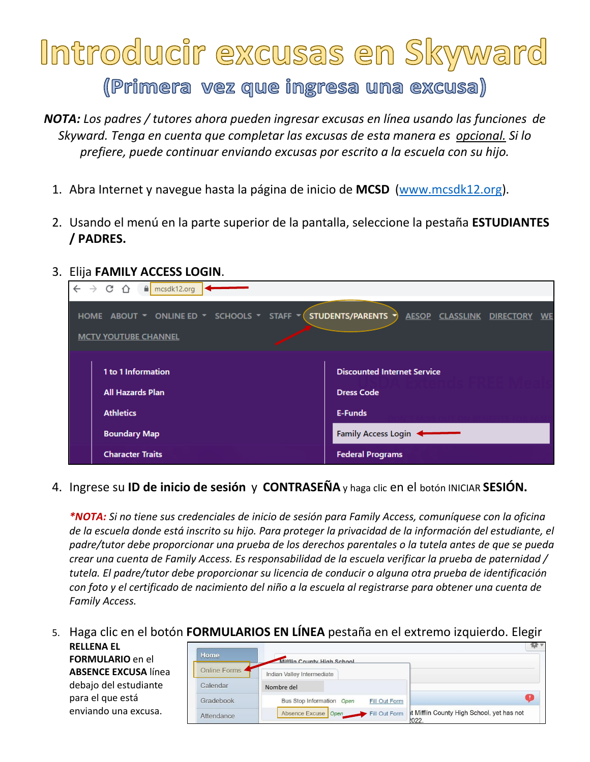# Introducir excusas en Skyward

## (Primera vez que ingresa una excusa)

***NOTA:*** *Los padres / tutores ahora pueden ingresar excusas en línea usando las funciones de Skyward. Tenga en cuenta que completar las excusas de esta manera es opcional. Si lo prefiere, puede continuar enviando excusas por escrito a la escuela con su hijo.*

1. Abra Internet y navegue hasta la página de inicio de **MCSD** (www.mcsdk12.org).

2. Usando el menú en la parte superior de la pantalla, seleccione la pestaña **ESTUDIANTES / PADRES.**

3. Elija **FAMILY ACCESS LOGIN**.

4. Ingrese su **ID de inicio de sesión** y **CONTRASEÑA** y haga clic en el botón INICIAR **SESIÓN.**

   ***\*NOTA:*** *Si no tiene sus credenciales de inicio de sesión para Family Access, comuníquese con la oficina de la escuela donde está inscrito su hijo. Para proteger la privacidad de la información del estudiante, el padre/tutor debe proporcionar una prueba de los derechos parentales o la tutela antes de que se pueda crear una cuenta de Family Access. Es responsabilidad de la escuela verificar la prueba de paternidad / tutela. El padre/tutor debe proporcionar su licencia de conducir o alguna otra prueba de identificación con foto y el certificado de nacimiento del niño a la escuela al registrarse para obtener una cuenta de Family Access.*

5. Haga clic en el botón **FORMULARIOS EN LÍNEA** pestaña en el extremo izquierdo. Elegir **RELLENA EL FORMULARIO** en el **ABSENCE EXCUSA** línea debajo del estudiante para el que está enviando una excusa.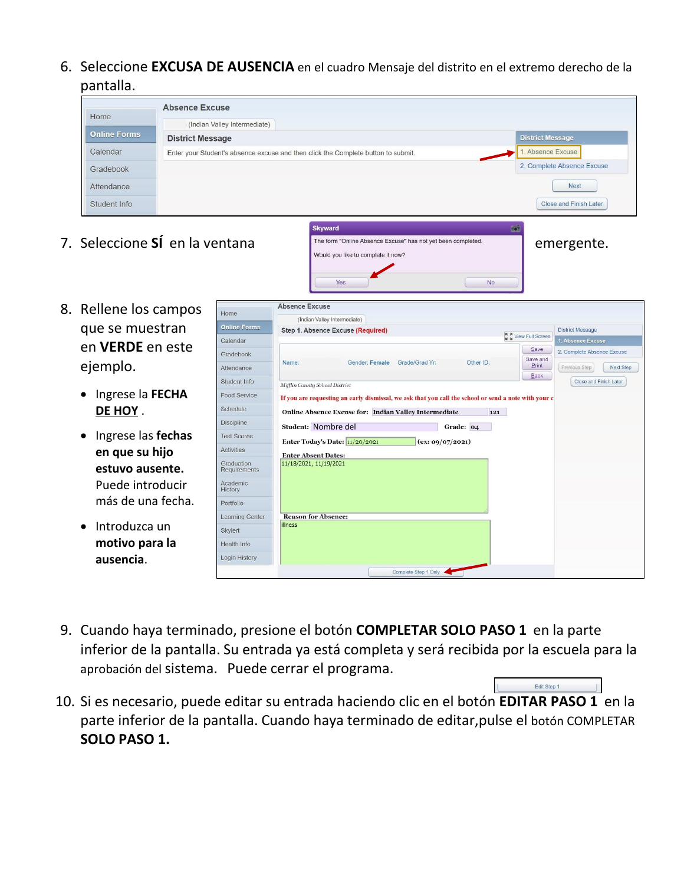6. Seleccione **EXCUSA DE AUSENCIA** en el cuadro Mensaje del distrito en el extremo derecho de la pantalla.

7. Seleccione **SÍ** en la ventana emergente.

8. Rellene los campos que se muestran en **VERDE** en este ejemplo.
   - Ingrese la **FECHA <u>DE HOY</u>** .
   - Ingrese las **fechas en que su hijo estuvo ausente.** Puede introducir más de una fecha.
   - Introduzca un **motivo para la ausencia**.

9. Cuando haya terminado, presione el botón **COMPLETAR SOLO PASO 1** en la parte inferior de la pantalla. Su entrada ya está completa y será recibida por la escuela para la aprobación del sistema. Puede cerrar el programa.

10. Si es necesario, puede editar su entrada haciendo clic en el botón **EDITAR PASO 1** en la parte inferior de la pantalla. Cuando haya terminado de editar,pulse el botón COMPLETAR **SOLO PASO 1.**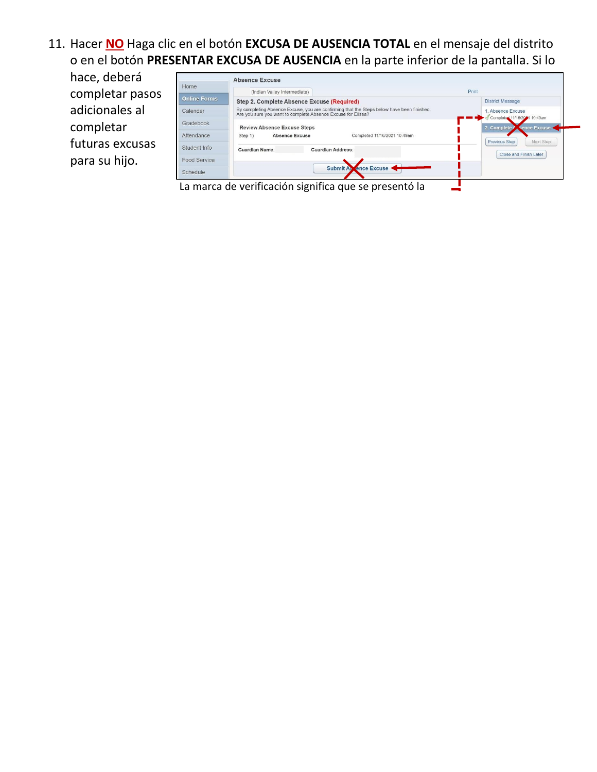11. Hacer **NO** Haga clic en el botón **EXCUSA DE AUSENCIA TOTAL** en el mensaje del distrito o en el botón **PRESENTAR EXCUSA DE AUSENCIA** en la parte inferior de la pantalla. Si lo hace, deberá completar pasos adicionales al completar futuras excusas para su hijo.

La marca de verificación significa que se presentó la